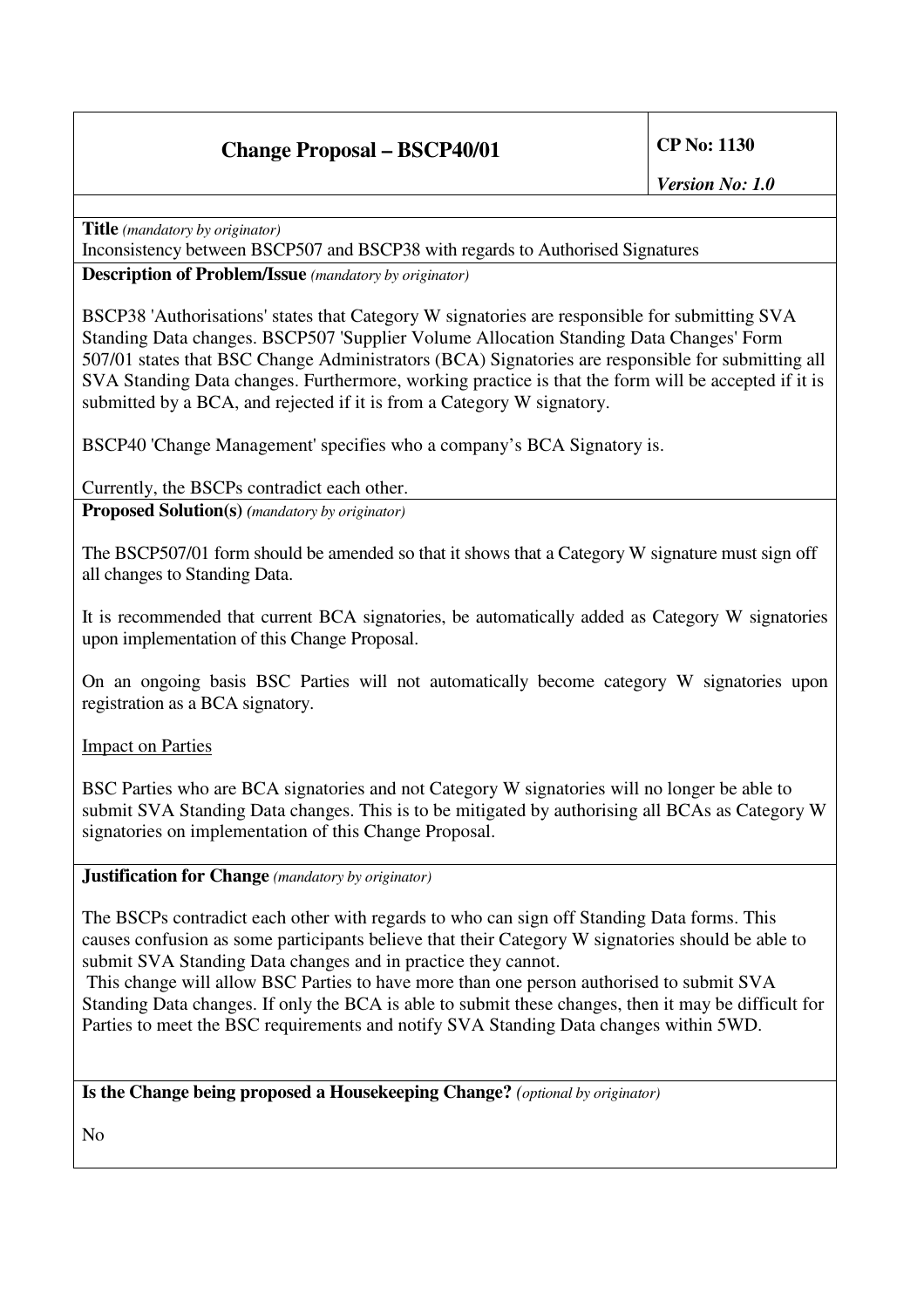| Change Proposal – BSCP40/01 | CP No: 1130<br>*Version No: 1.0* |
|---|---|

**Title** *(mandatory by originator)*

Inconsistency between BSCP507 and BSCP38 with regards to Authorised Signatures

**Description of Problem/Issue** *(mandatory by originator)*

BSCP38 'Authorisations' states that Category W signatories are responsible for submitting SVA Standing Data changes. BSCP507 'Supplier Volume Allocation Standing Data Changes' Form 507/01 states that BSC Change Administrators (BCA) Signatories are responsible for submitting all SVA Standing Data changes. Furthermore, working practice is that the form will be accepted if it is submitted by a BCA, and rejected if it is from a Category W signatory.

BSCP40 'Change Management' specifies who a company's BCA Signatory is.

Currently, the BSCPs contradict each other.

**Proposed Solution(s)** *(mandatory by originator)*

The BSCP507/01 form should be amended so that it shows that a Category W signature must sign off all changes to Standing Data.

It is recommended that current BCA signatories, be automatically added as Category W signatories upon implementation of this Change Proposal.

On an ongoing basis BSC Parties will not automatically become category W signatories upon registration as a BCA signatory.

Impact on Parties

BSC Parties who are BCA signatories and not Category W signatories will no longer be able to submit SVA Standing Data changes. This is to be mitigated by authorising all BCAs as Category W signatories on implementation of this Change Proposal.

**Justification for Change** *(mandatory by originator)*

The BSCPs contradict each other with regards to who can sign off Standing Data forms. This causes confusion as some participants believe that their Category W signatories should be able to submit SVA Standing Data changes and in practice they cannot.

This change will allow BSC Parties to have more than one person authorised to submit SVA Standing Data changes. If only the BCA is able to submit these changes, then it may be difficult for Parties to meet the BSC requirements and notify SVA Standing Data changes within 5WD.

**Is the Change being proposed a Housekeeping Change?** *(optional by originator)*

No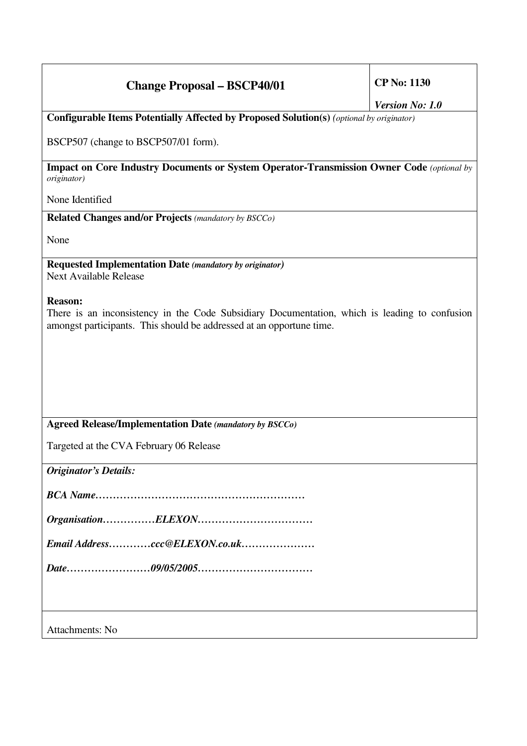# Change Proposal – BSCP40/01

**CP No: 1130**

***Version No: 1.0***

**Configurable Items Potentially Affected by Proposed Solution(s)** *(optional by originator)*

BSCP507 (change to BSCP507/01 form).

**Impact on Core Industry Documents or System Operator-Transmission Owner Code** *(optional by originator)*

None Identified

**Related Changes and/or Projects** *(mandatory by BSCCo)*

None

**Requested Implementation Date** ***(mandatory by originator)***
Next Available Release

**Reason:**
There is an inconsistency in the Code Subsidiary Documentation, which is leading to confusion amongst participants. This should be addressed at an opportune time.

**Agreed Release/Implementation Date** ***(mandatory by BSCCo)***

Targeted at the CVA February 06 Release

***Originator's Details:***

***BCA Name……………………………………………………***

***Organisation……………ELEXON……………………………***

***Email Address…………ccc@ELEXON.co.uk…………………***

***Date……………………09/05/2005……………………………***

Attachments: No